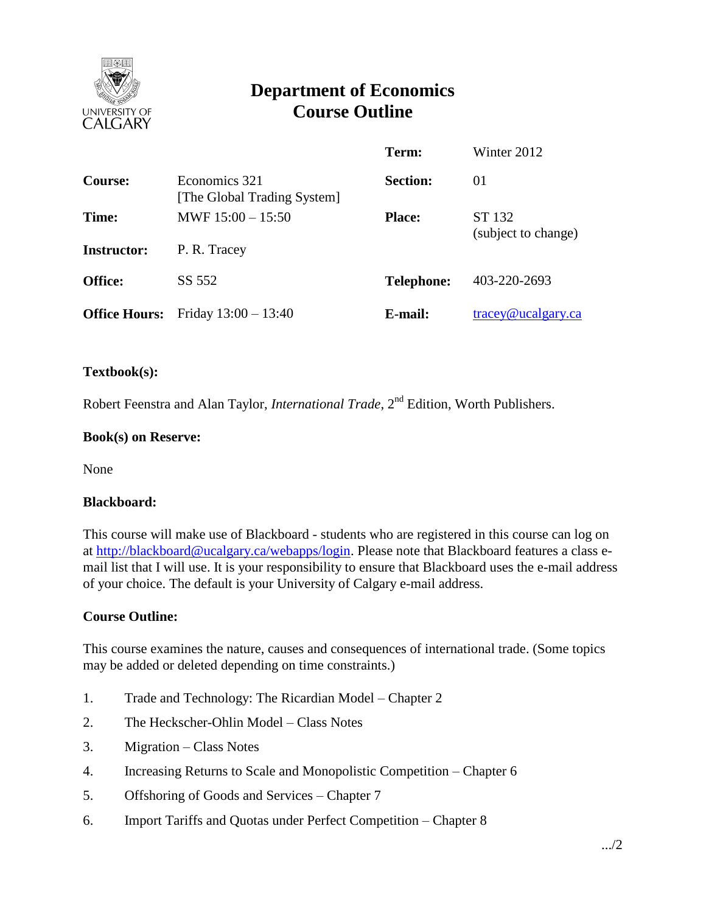# Department of Economics
# Course Outline

| | | | |
|---|---|---|---|
| | | **Term:** | Winter 2012 |
| **Course:** | Economics 321 [The Global Trading System] | **Section:** | 01 |
| **Time:** | MWF 15:00 – 15:50 | **Place:** | ST 132 (subject to change) |
| **Instructor:** | P. R. Tracey | | |
| **Office:** | SS 552 | **Telephone:** | 403-220-2693 |
| **Office Hours:** | Friday 13:00 – 13:40 | **E-mail:** | tracey@ucalgary.ca |

**Textbook(s):**

Robert Feenstra and Alan Taylor, *International Trade*, 2nd Edition, Worth Publishers.

**Book(s) on Reserve:**

None

**Blackboard:**

This course will make use of Blackboard - students who are registered in this course can log on at http://blackboard@ucalgary.ca/webapps/login. Please note that Blackboard features a class e-mail list that I will use. It is your responsibility to ensure that Blackboard uses the e-mail address of your choice. The default is your University of Calgary e-mail address.

**Course Outline:**

This course examines the nature, causes and consequences of international trade. (Some topics may be added or deleted depending on time constraints.)

1. Trade and Technology: The Ricardian Model – Chapter 2
2. The Heckscher-Ohlin Model – Class Notes
3. Migration – Class Notes
4. Increasing Returns to Scale and Monopolistic Competition – Chapter 6
5. Offshoring of Goods and Services – Chapter 7
6. Import Tariffs and Quotas under Perfect Competition – Chapter 8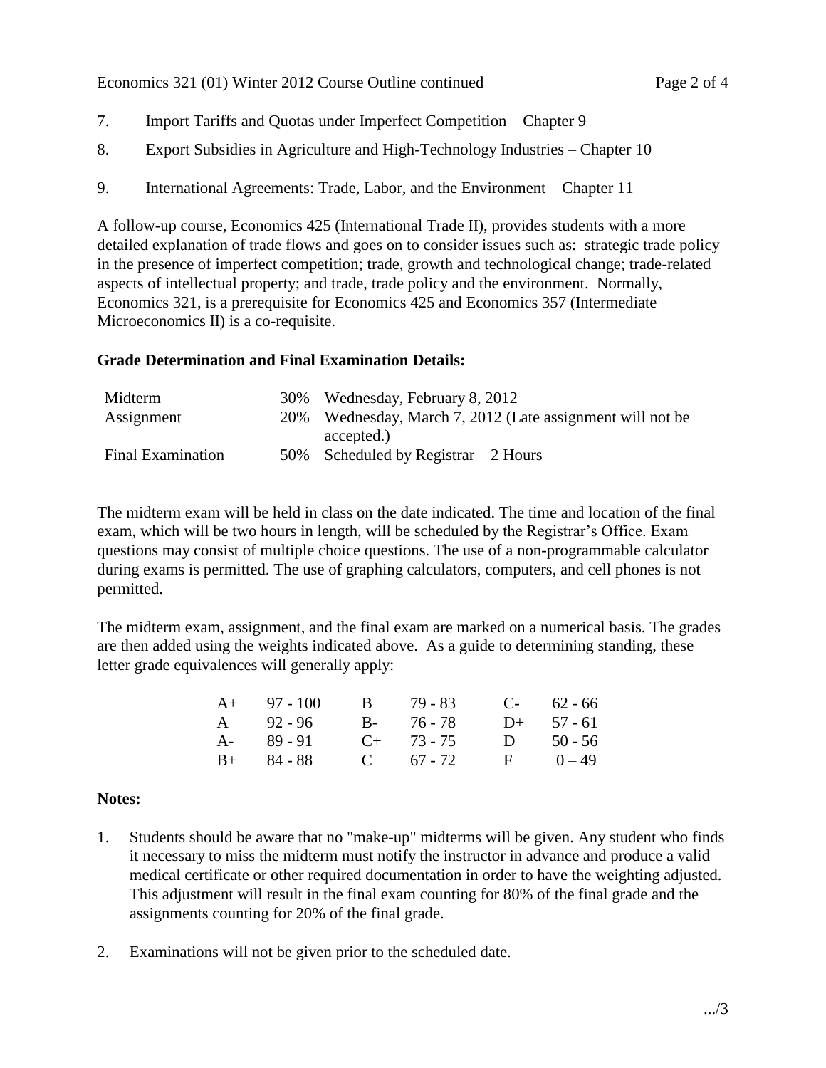7. Import Tariffs and Quotas under Imperfect Competition – Chapter 9

8. Export Subsidies in Agriculture and High-Technology Industries – Chapter 10

9. International Agreements: Trade, Labor, and the Environment – Chapter 11

A follow-up course, Economics 425 (International Trade II), provides students with a more detailed explanation of trade flows and goes on to consider issues such as: strategic trade policy in the presence of imperfect competition; trade, growth and technological change; trade-related aspects of intellectual property; and trade, trade policy and the environment. Normally, Economics 321, is a prerequisite for Economics 425 and Economics 357 (Intermediate Microeconomics II) is a co-requisite.

**Grade Determination and Final Examination Details:**

| | | |
|---|---|---|
| Midterm | 30% | Wednesday, February 8, 2012 |
| Assignment | 20% | Wednesday, March 7, 2012 (Late assignment will not be accepted.) |
| Final Examination | 50% | Scheduled by Registrar – 2 Hours |

The midterm exam will be held in class on the date indicated. The time and location of the final exam, which will be two hours in length, will be scheduled by the Registrar's Office. Exam questions may consist of multiple choice questions. The use of a non-programmable calculator during exams is permitted. The use of graphing calculators, computers, and cell phones is not permitted.

The midterm exam, assignment, and the final exam are marked on a numerical basis. The grades are then added using the weights indicated above. As a guide to determining standing, these letter grade equivalences will generally apply:

| | | | | | |
|---|---|---|---|---|---|
| A+ | 97 - 100 | B | 79 - 83 | C- | 62 - 66 |
| A | 92 - 96 | B- | 76 - 78 | D+ | 57 - 61 |
| A- | 89 - 91 | C+ | 73 - 75 | D | 50 - 56 |
| B+ | 84 - 88 | C | 67 - 72 | F | 0 – 49 |

**Notes:**

1. Students should be aware that no "make-up" midterms will be given. Any student who finds it necessary to miss the midterm must notify the instructor in advance and produce a valid medical certificate or other required documentation in order to have the weighting adjusted. This adjustment will result in the final exam counting for 80% of the final grade and the assignments counting for 20% of the final grade.

2. Examinations will not be given prior to the scheduled date.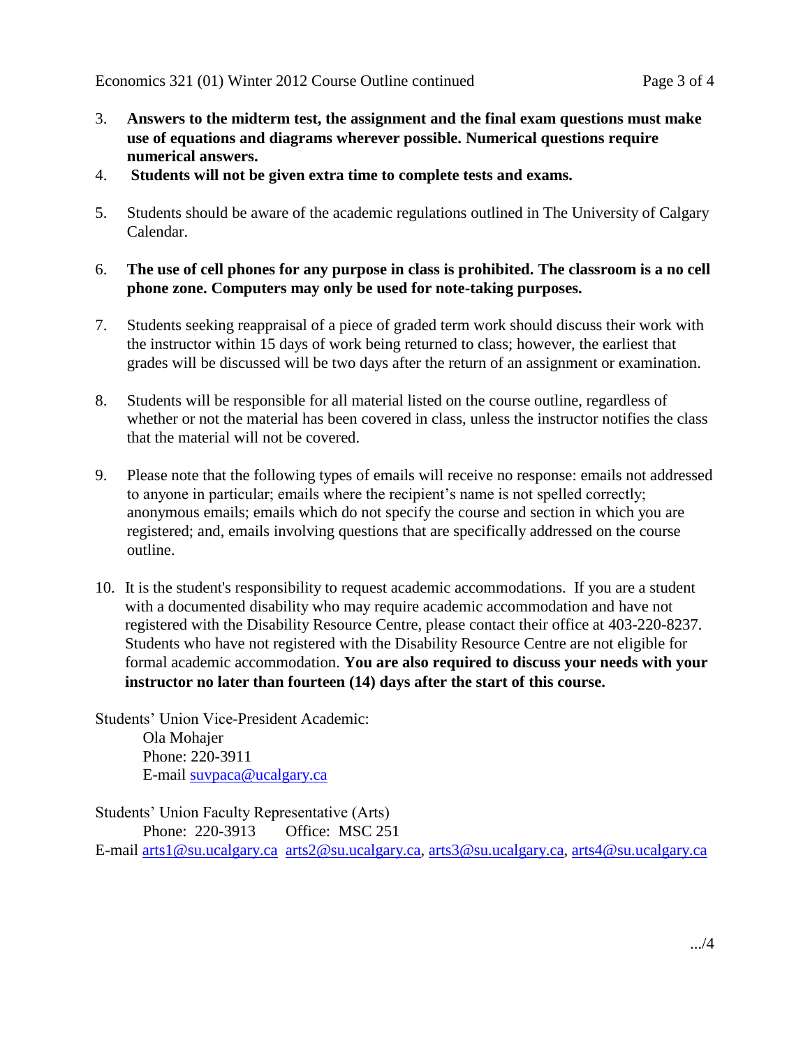3. **Answers to the midterm test, the assignment and the final exam questions must make use of equations and diagrams wherever possible. Numerical questions require numerical answers.**
4. **Students will not be given extra time to complete tests and exams.**
5. Students should be aware of the academic regulations outlined in The University of Calgary Calendar.
6. **The use of cell phones for any purpose in class is prohibited. The classroom is a no cell phone zone. Computers may only be used for note-taking purposes.**
7. Students seeking reappraisal of a piece of graded term work should discuss their work with the instructor within 15 days of work being returned to class; however, the earliest that grades will be discussed will be two days after the return of an assignment or examination.
8. Students will be responsible for all material listed on the course outline, regardless of whether or not the material has been covered in class, unless the instructor notifies the class that the material will not be covered.
9. Please note that the following types of emails will receive no response: emails not addressed to anyone in particular; emails where the recipient's name is not spelled correctly; anonymous emails; emails which do not specify the course and section in which you are registered; and, emails involving questions that are specifically addressed on the course outline.
10. It is the student's responsibility to request academic accommodations. If you are a student with a documented disability who may require academic accommodation and have not registered with the Disability Resource Centre, please contact their office at 403-220-8237. Students who have not registered with the Disability Resource Centre are not eligible for formal academic accommodation. **You are also required to discuss your needs with your instructor no later than fourteen (14) days after the start of this course.**

Students' Union Vice-President Academic:
Ola Mohajer
Phone: 220-3911
E-mail suvpaca@ucalgary.ca

Students' Union Faculty Representative (Arts)
Phone: 220-3913 Office: MSC 251
E-mail arts1@su.ucalgary.ca arts2@su.ucalgary.ca, arts3@su.ucalgary.ca, arts4@su.ucalgary.ca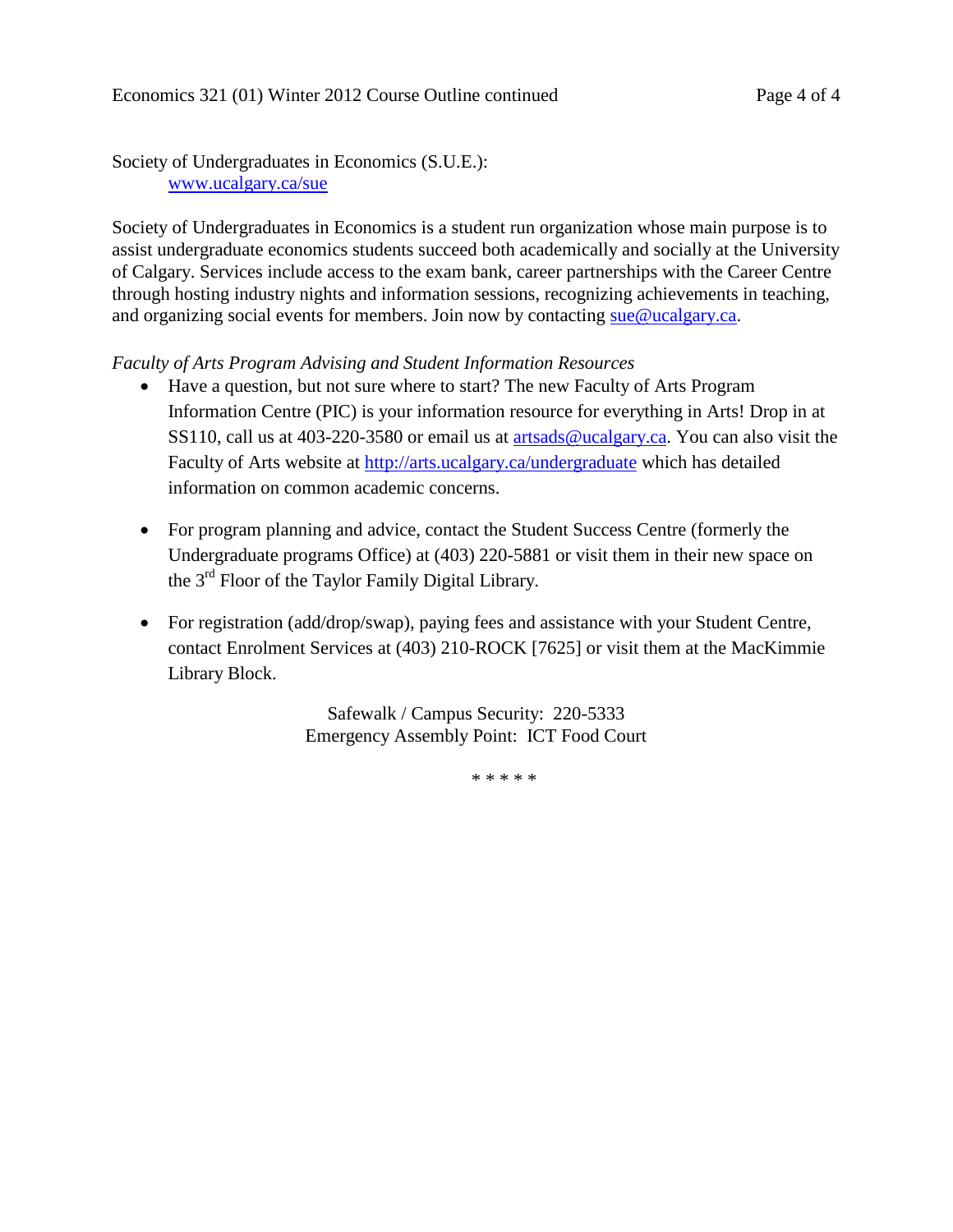Society of Undergraduates in Economics (S.U.E.):
www.ucalgary.ca/sue

Society of Undergraduates in Economics is a student run organization whose main purpose is to assist undergraduate economics students succeed both academically and socially at the University of Calgary. Services include access to the exam bank, career partnerships with the Career Centre through hosting industry nights and information sessions, recognizing achievements in teaching, and organizing social events for members. Join now by contacting sue@ucalgary.ca.

*Faculty of Arts Program Advising and Student Information Resources*

- Have a question, but not sure where to start? The new Faculty of Arts Program Information Centre (PIC) is your information resource for everything in Arts! Drop in at SS110, call us at 403-220-3580 or email us at artsads@ucalgary.ca. You can also visit the Faculty of Arts website at http://arts.ucalgary.ca/undergraduate which has detailed information on common academic concerns.

- For program planning and advice, contact the Student Success Centre (formerly the Undergraduate programs Office) at (403) 220-5881 or visit them in their new space on the 3rd Floor of the Taylor Family Digital Library.

- For registration (add/drop/swap), paying fees and assistance with your Student Centre, contact Enrolment Services at (403) 210-ROCK [7625] or visit them at the MacKimmie Library Block.

Safewalk / Campus Security: 220-5333
Emergency Assembly Point: ICT Food Court

* * * * *